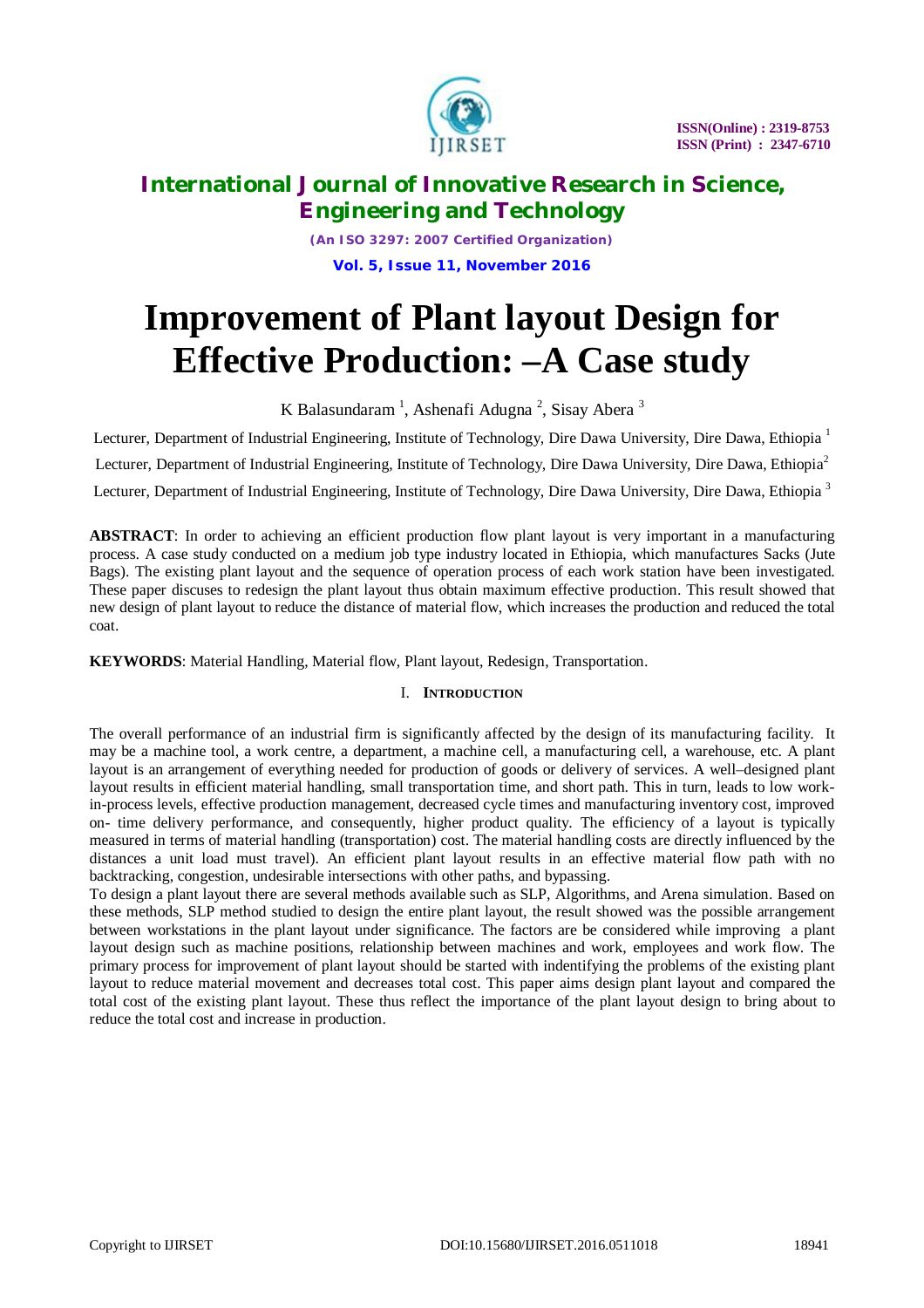# International Journal of Innovative Research in Science, Engineering and Technology

*(An ISO 3297: 2007 Certified Organization)*

**Vol. 5, Issue 11, November 2016**

ISSN(Online) : 2319-8753
ISSN (Print) : 2347-6710

# Improvement of Plant layout Design for Effective Production: –A Case study

K Balasundaram [1], Ashenafi Adugna [2], Sisay Abera [3]

Lecturer, Department of Industrial Engineering, Institute of Technology, Dire Dawa University, Dire Dawa, Ethiopia [1]

Lecturer, Department of Industrial Engineering, Institute of Technology, Dire Dawa University, Dire Dawa, Ethiopia[2]

Lecturer, Department of Industrial Engineering, Institute of Technology, Dire Dawa University, Dire Dawa, Ethiopia [3]

**ABSTRACT**: In order to achieving an efficient production flow plant layout is very important in a manufacturing process. A case study conducted on a medium job type industry located in Ethiopia, which manufactures Sacks (Jute Bags). The existing plant layout and the sequence of operation process of each work station have been investigated. These paper discuses to redesign the plant layout thus obtain maximum effective production. This result showed that new design of plant layout to reduce the distance of material flow, which increases the production and reduced the total coat.

**KEYWORDS**: Material Handling, Material flow, Plant layout, Redesign, Transportation.

## I. Introduction

The overall performance of an industrial firm is significantly affected by the design of its manufacturing facility. It may be a machine tool, a work centre, a department, a machine cell, a manufacturing cell, a warehouse, etc. A plant layout is an arrangement of everything needed for production of goods or delivery of services. A well–designed plant layout results in efficient material handling, small transportation time, and short path. This in turn, leads to low work-in-process levels, effective production management, decreased cycle times and manufacturing inventory cost, improved on- time delivery performance, and consequently, higher product quality. The efficiency of a layout is typically measured in terms of material handling (transportation) cost. The material handling costs are directly influenced by the distances a unit load must travel). An efficient plant layout results in an effective material flow path with no backtracking, congestion, undesirable intersections with other paths, and bypassing.

To design a plant layout there are several methods available such as SLP, Algorithms, and Arena simulation. Based on these methods, SLP method studied to design the entire plant layout, the result showed was the possible arrangement between workstations in the plant layout under significance. The factors are be considered while improving a plant layout design such as machine positions, relationship between machines and work, employees and work flow. The primary process for improvement of plant layout should be started with indentifying the problems of the existing plant layout to reduce material movement and decreases total cost. This paper aims design plant layout and compared the total cost of the existing plant layout. These thus reflect the importance of the plant layout design to bring about to reduce the total cost and increase in production.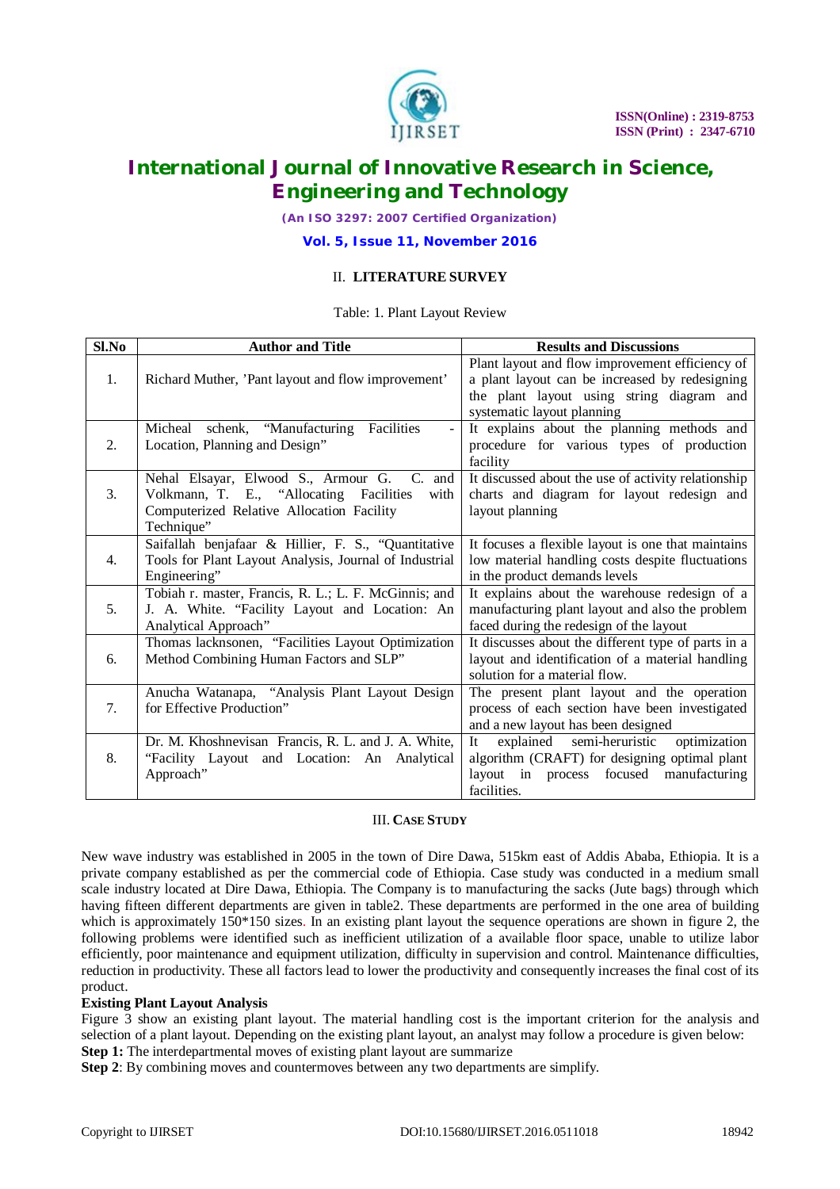## II. LITERATURE SURVEY

Table: 1. Plant Layout Review

| Sl.No | Author and Title | Results and Discussions |
|---|---|---|
| 1. | Richard Muther, 'Pant layout and flow improvement' | Plant layout and flow improvement efficiency of a plant layout can be increased by redesigning the plant layout using string diagram and systematic layout planning |
| 2. | Micheal schenk, "Manufacturing Facilities - Location, Planning and Design" | It explains about the planning methods and procedure for various types of production facility |
| 3. | Nehal Elsayar, Elwood S., Armour G. C. and Volkmann, T. E., "Allocating Facilities with Computerized Relative Allocation Facility Technique" | It discussed about the use of activity relationship charts and diagram for layout redesign and layout planning |
| 4. | Saifallah benjafaar & Hillier, F. S., "Quantitative Tools for Plant Layout Analysis, Journal of Industrial Engineering" | It focuses a flexible layout is one that maintains low material handling costs despite fluctuations in the product demands levels |
| 5. | Tobiah r. master, Francis, R. L.; L. F. McGinnis; and J. A. White. "Facility Layout and Location: An Analytical Approach" | It explains about the warehouse redesign of a manufacturing plant layout and also the problem faced during the redesign of the layout |
| 6. | Thomas lacknsonen, "Facilities Layout Optimization Method Combining Human Factors and SLP" | It discusses about the different type of parts in a layout and identification of a material handling solution for a material flow. |
| 7. | Anucha Watanapa, "Analysis Plant Layout Design for Effective Production" | The present plant layout and the operation process of each section have been investigated and a new layout has been designed |
| 8. | Dr. M. Khoshnevisan Francis, R. L. and J. A. White, "Facility Layout and Location: An Analytical Approach" | It explained semi-heruristic optimization algorithm (CRAFT) for designing optimal plant layout in process focused manufacturing facilities. |

## III. CASE STUDY

New wave industry was established in 2005 in the town of Dire Dawa, 515km east of Addis Ababa, Ethiopia. It is a private company established as per the commercial code of Ethiopia. Case study was conducted in a medium small scale industry located at Dire Dawa, Ethiopia. The Company is to manufacturing the sacks (Jute bags) through which having fifteen different departments are given in table2. These departments are performed in the one area of building which is approximately 150*150 sizes. In an existing plant layout the sequence operations are shown in figure 2, the following problems were identified such as inefficient utilization of a available floor space, unable to utilize labor efficiently, poor maintenance and equipment utilization, difficulty in supervision and control. Maintenance difficulties, reduction in productivity. These all factors lead to lower the productivity and consequently increases the final cost of its product.

**Existing Plant Layout Analysis**

Figure 3 show an existing plant layout. The material handling cost is the important criterion for the analysis and selection of a plant layout. Depending on the existing plant layout, an analyst may follow a procedure is given below:

**Step 1:** The interdepartmental moves of existing plant layout are summarize

**Step 2**: By combining moves and countermoves between any two departments are simplify.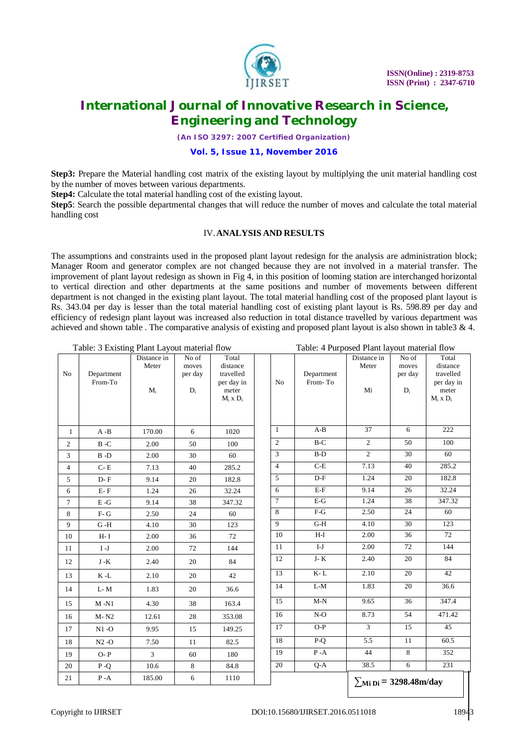**Step3:** Prepare the Material handling cost matrix of the existing layout by multiplying the unit material handling cost by the number of moves between various departments.

**Step4:** Calculate the total material handling cost of the existing layout.

**Step5**: Search the possible departmental changes that will reduce the number of moves and calculate the total material handling cost

## IV. ANALYSIS AND RESULTS

The assumptions and constraints used in the proposed plant layout redesign for the analysis are administration block; Manager Room and generator complex are not changed because they are not involved in a material transfer. The improvement of plant layout redesign as shown in Fig 4, in this position of looming station are interchanged horizontal to vertical direction and other departments at the same positions and number of movements between different department is not changed in the existing plant layout. The total material handling cost of the proposed plant layout is Rs. 343.04 per day is lesser than the total material handling cost of existing plant layout is Rs. 598.89 per day and efficiency of redesign plant layout was increased also reduction in total distance travelled by various department was achieved and shown table . The comparative analysis of existing and proposed plant layout is also shown in table3 & 4.

Table: 3 Existing Plant Layout material flow

| No | Department From-To | Distance in Meter $M_i$ | No of moves per day $D_i$ | Total distance travelled per day in meter $M_i \times D_i$ |
|---|---|---|---|---|
| 1 | A -B | 170.00 | 6 | 1020 |
| 2 | B -C | 2.00 | 50 | 100 |
| 3 | B -D | 2.00 | 30 | 60 |
| 4 | C- E | 7.13 | 40 | 285.2 |
| 5 | D- F | 9.14 | 20 | 182.8 |
| 6 | E- F | 1.24 | 26 | 32.24 |
| 7 | E -G | 9.14 | 38 | 347.32 |
| 8 | F- G | 2.50 | 24 | 60 |
| 9 | G -H | 4.10 | 30 | 123 |
| 10 | H- I | 2.00 | 36 | 72 |
| 11 | I -J | 2.00 | 72 | 144 |
| 12 | J -K | 2.40 | 20 | 84 |
| 13 | K -L | 2.10 | 20 | 42 |
| 14 | L- M | 1.83 | 20 | 36.6 |
| 15 | M -N1 | 4.30 | 38 | 163.4 |
| 16 | M- N2 | 12.61 | 28 | 353.08 |
| 17 | N1 -O | 9.95 | 15 | 149.25 |
| 18 | N2 -O | 7.50 | 11 | 82.5 |
| 19 | O- P | 3 | 60 | 180 |
| 20 | P -Q | 10.6 | 8 | 84.8 |
| 21 | P -A | 185.00 | 6 | 1110 |

Table: 4 Purposed Plant layout material flow

| No | Department From- To | Distance in Meter Mi | No of moves per day $D_i$ | Total distance travelled per day in meter $M_i \times D_i$ |
|---|---|---|---|---|
| 1 | A-B | 37 | 6 | 222 |
| 2 | B-C | 2 | 50 | 100 |
| 3 | B-D | 2 | 30 | 60 |
| 4 | C-E | 7.13 | 40 | 285.2 |
| 5 | D-F | 1.24 | 20 | 182.8 |
| 6 | E-F | 9.14 | 26 | 32.24 |
| 7 | E-G | 1.24 | 38 | 347.32 |
| 8 | F-G | 2.50 | 24 | 60 |
| 9 | G-H | 4.10 | 30 | 123 |
| 10 | H-I | 2.00 | 36 | 72 |
| 11 | I-J | 2.00 | 72 | 144 |
| 12 | J- K | 2.40 | 20 | 84 |
| 13 | K- L | 2.10 | 20 | 42 |
| 14 | L-M | 1.83 | 20 | 36.6 |
| 15 | M-N | 9.65 | 36 | 347.4 |
| 16 | N-O | 8.73 | 54 | 471.42 |
| 17 | O-P | 3 | 15 | 45 |
| 18 | P-Q | 5.5 | 11 | 60.5 |
| 19 | P -A | 44 | 8 | 352 |
| 20 | Q-A | 38.5 | 6 | 231 |
| | | $\sum M_i D_i$ = 3298.48m/day | | |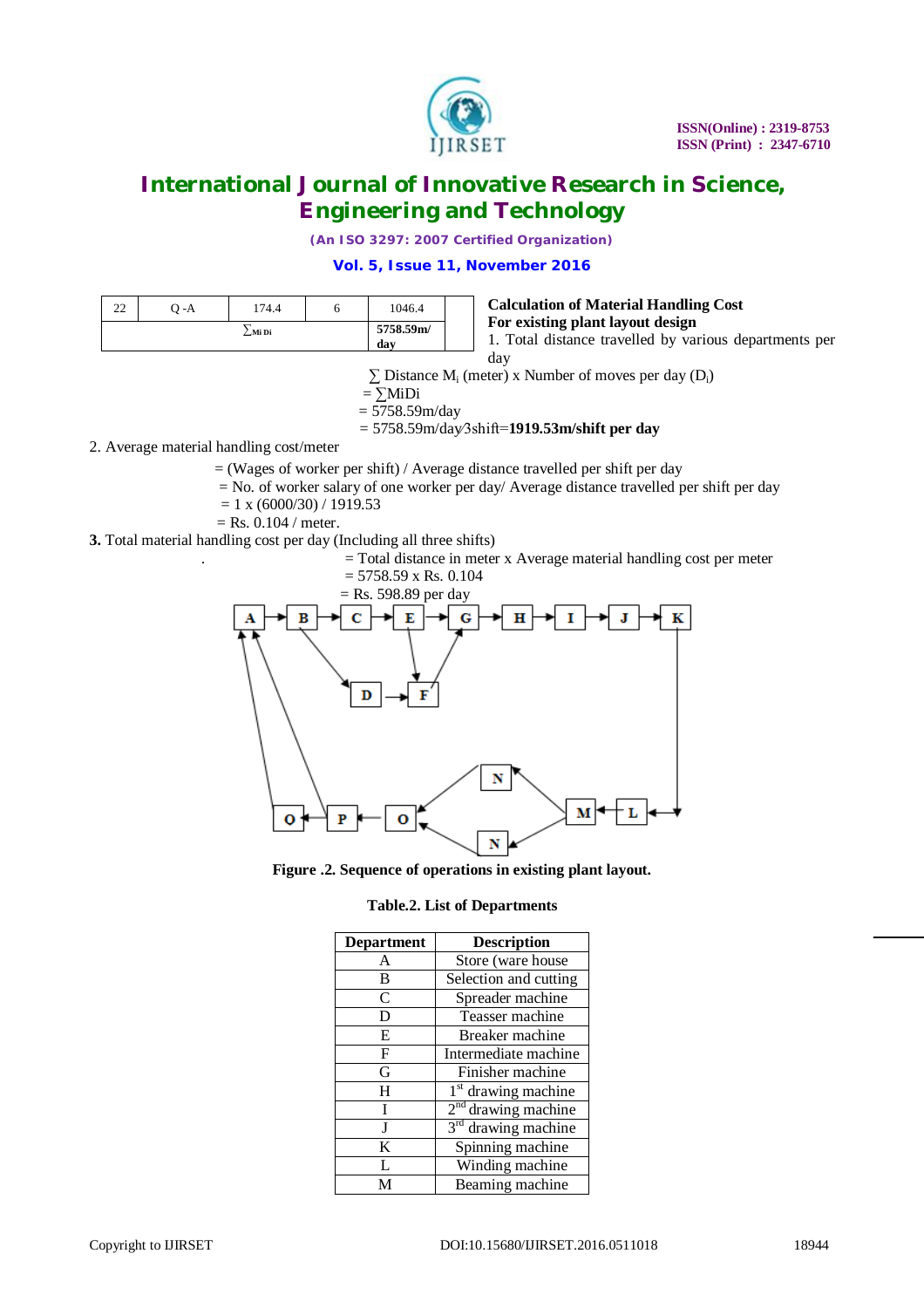| 22 | Q -A | 174.4 | 6 | 1046.4 |
|---|---|---|---|---|
| | | $\sum_{Mi\ Di}$ | | **5758.59m/ day** |

**Calculation of Material Handling Cost**

**For existing plant layout design**

1. Total distance travelled by various departments per day

$\sum$ Distance $M_i$ (meter) x Number of moves per day ($D_i$)

= $\sum$MiDi

= 5758.59m/day

= 5758.59m/day/3shift=**1919.53m/shift per day**

2. Average material handling cost/meter

= (Wages of worker per shift) / Average distance travelled per shift per day

= No. of worker salary of one worker per day/ Average distance travelled per shift per day

= 1 x (6000/30) / 1919.53

= Rs. 0.104 / meter.

**3.** Total material handling cost per day (Including all three shifts)

= Total distance in meter x Average material handling cost per meter

= 5758.59 x Rs. 0.104

= Rs. 598.89 per day

**Figure .2. Sequence of operations in existing plant layout.**

**Table.2. List of Departments**

| Department | Description |
|---|---|
| A | Store (ware house |
| B | Selection and cutting |
| C | Spreader machine |
| D | Teasser machine |
| E | Breaker machine |
| F | Intermediate machine |
| G | Finisher machine |
| H | 1st drawing machine |
| I | 2nd drawing machine |
| J | 3rd drawing machine |
| K | Spinning machine |
| L | Winding machine |
| M | Beaming machine |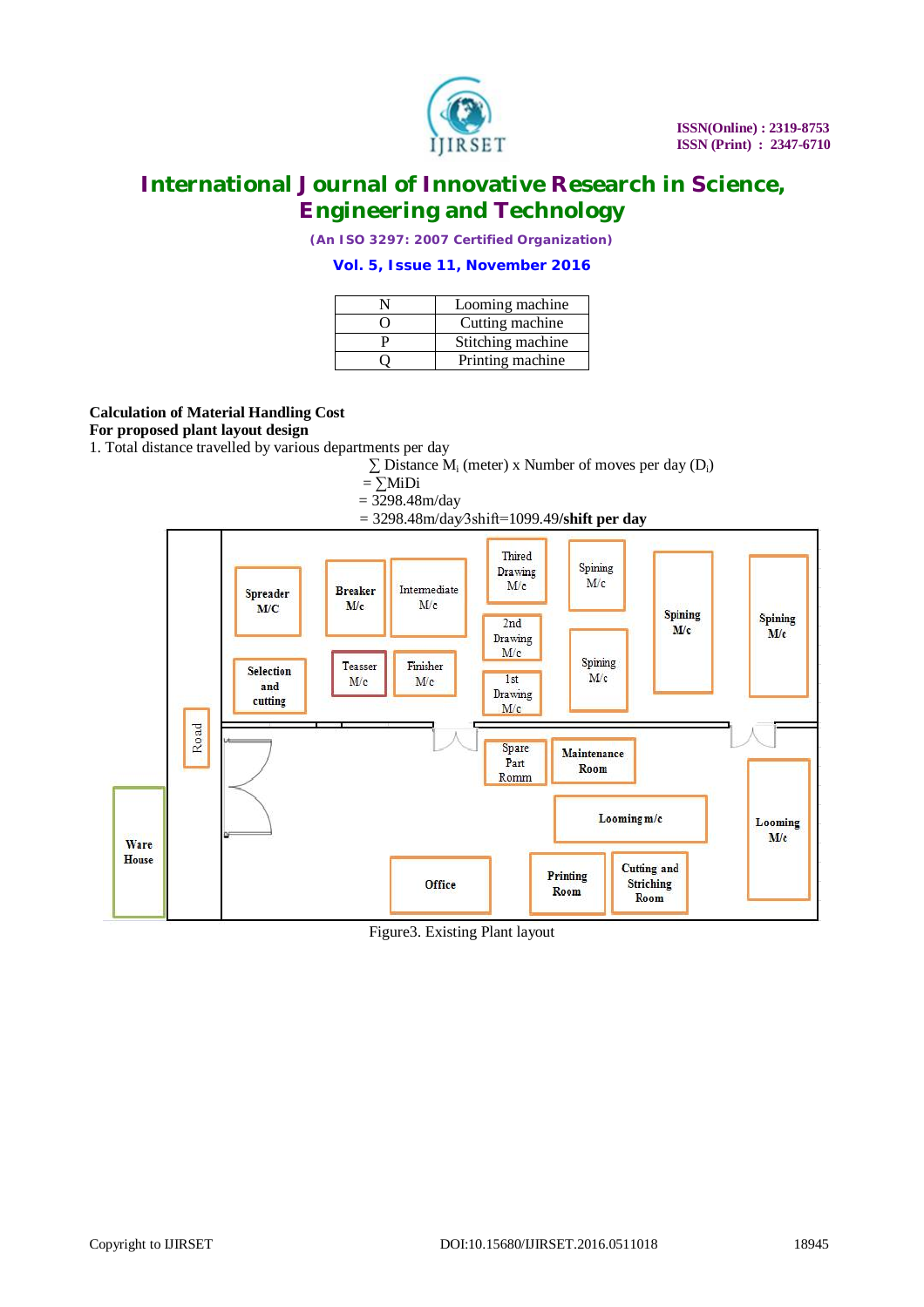| N | Looming machine |
|---|---|
| O | Cutting machine |
| P | Stitching machine |
| Q | Printing machine |

**Calculation of Material Handling Cost**
**For proposed plant layout design**

1. Total distance travelled by various departments per day

$\sum$ Distance $M_i$ (meter) x Number of moves per day ($D_i$)

$= \sum MiDi$

$= 3298.48$m/day

$= 3298.48$m/day/3shift$=1099.49$/**shift per day**

Figure3. Existing Plant layout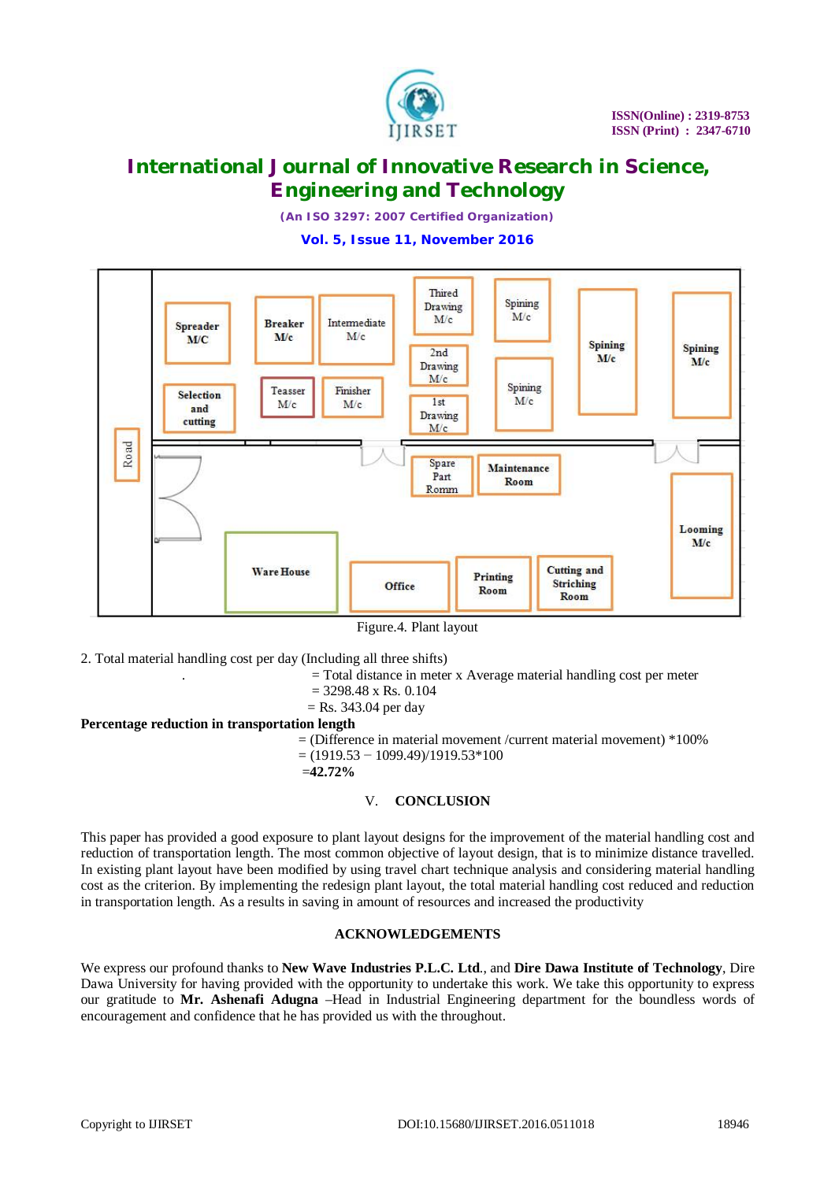Figure.4. Plant layout

2. Total material handling cost per day (Including all three shifts)

= Total distance in meter x Average material handling cost per meter

= 3298.48 x Rs. 0.104

= Rs. 343.04 per day

**Percentage reduction in transportation length**

= (Difference in material movement /current material movement) *100%

= (1919.53 − 1099.49)/1919.53*100

=**42.72%**

## V. CONCLUSION

This paper has provided a good exposure to plant layout designs for the improvement of the material handling cost and reduction of transportation length. The most common objective of layout design, that is to minimize distance travelled. In existing plant layout have been modified by using travel chart technique analysis and considering material handling cost as the criterion. By implementing the redesign plant layout, the total material handling cost reduced and reduction in transportation length. As a results in saving in amount of resources and increased the productivity

## ACKNOWLEDGEMENTS

We express our profound thanks to **New Wave Industries P.L.C. Ltd**., and **Dire Dawa Institute of Technology**, Dire Dawa University for having provided with the opportunity to undertake this work. We take this opportunity to express our gratitude to **Mr. Ashenafi Adugna** –Head in Industrial Engineering department for the boundless words of encouragement and confidence that he has provided us with the throughout.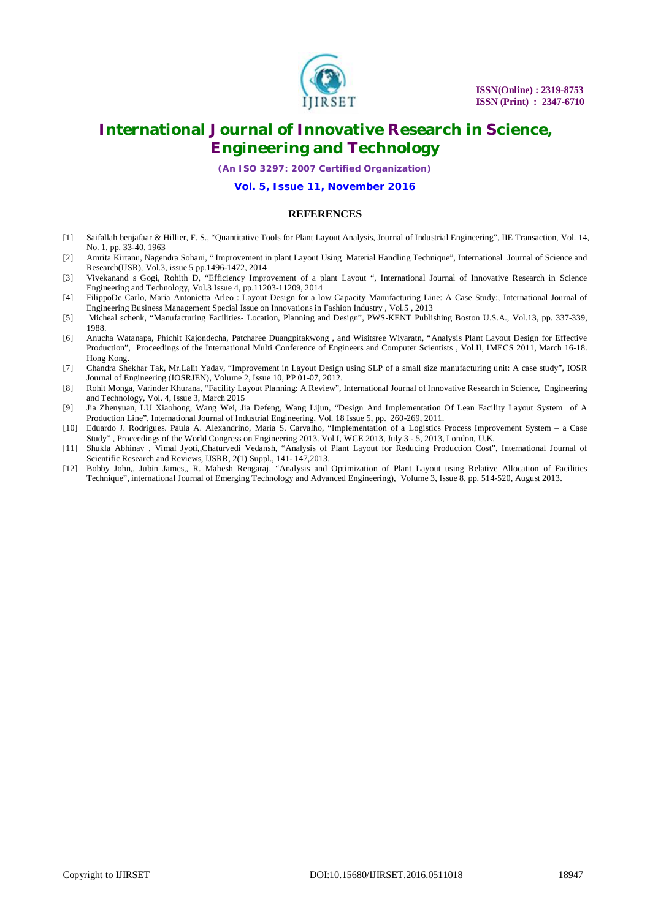## REFERENCES

[1] Saifallah benjafaar & Hillier, F. S., "Quantitative Tools for Plant Layout Analysis, Journal of Industrial Engineering", IIE Transaction, Vol. 14, No. 1, pp. 33-40, 1963

[2] Amrita Kirtanu, Nagendra Sohani, " Improvement in plant Layout Using Material Handling Technique", International Journal of Science and Research(IJSR), Vol.3, issue 5 pp.1496-1472, 2014

[3] Vivekanand s Gogi, Rohith D, "Efficiency Improvement of a plant Layout ", International Journal of Innovative Research in Science Engineering and Technology, Vol.3 Issue 4, pp.11203-11209, 2014

[4] FilippoDe Carlo, Maria Antonietta Arleo : Layout Design for a low Capacity Manufacturing Line: A Case Study:, International Journal of Engineering Business Management Special Issue on Innovations in Fashion Industry , Vol.5 , 2013

[5] Micheal schenk, "Manufacturing Facilities- Location, Planning and Design", PWS-KENT Publishing Boston U.S.A., Vol.13, pp. 337-339, 1988.

[6] Anucha Watanapa, Phichit Kajondecha, Patcharee Duangpitakwong , and Wisitsree Wiyaratn, "Analysis Plant Layout Design for Effective Production", Proceedings of the International Multi Conference of Engineers and Computer Scientists , Vol.II, IMECS 2011, March 16-18. Hong Kong.

[7] Chandra Shekhar Tak, Mr.Lalit Yadav, "Improvement in Layout Design using SLP of a small size manufacturing unit: A case study", IOSR Journal of Engineering (IOSRJEN), Volume 2, Issue 10, PP 01-07, 2012.

[8] Rohit Monga, Varinder Khurana, "Facility Layout Planning: A Review", International Journal of Innovative Research in Science, Engineering and Technology, Vol. 4, Issue 3, March 2015

[9] Jia Zhenyuan, LU Xiaohong, Wang Wei, Jia Defeng, Wang Lijun, "Design And Implementation Of Lean Facility Layout System of A Production Line", International Journal of Industrial Engineering, Vol. 18 Issue 5, pp. 260-269, 2011.

[10] Eduardo J. Rodrigues. Paula A. Alexandrino, Maria S. Carvalho, "Implementation of a Logistics Process Improvement System – a Case Study" , Proceedings of the World Congress on Engineering 2013. Vol I, WCE 2013, July 3 - 5, 2013, London, U.K.

[11] Shukla Abhinav , Vimal Jyoti,,Chaturvedi Vedansh, "Analysis of Plant Layout for Reducing Production Cost", International Journal of Scientific Research and Reviews, IJSRR, 2(1) Suppl., 141- 147,2013.

[12] Bobby John,, Jubin James,, R. Mahesh Rengaraj, "Analysis and Optimization of Plant Layout using Relative Allocation of Facilities Technique", international Journal of Emerging Technology and Advanced Engineering), Volume 3, Issue 8, pp. 514-520, August 2013.